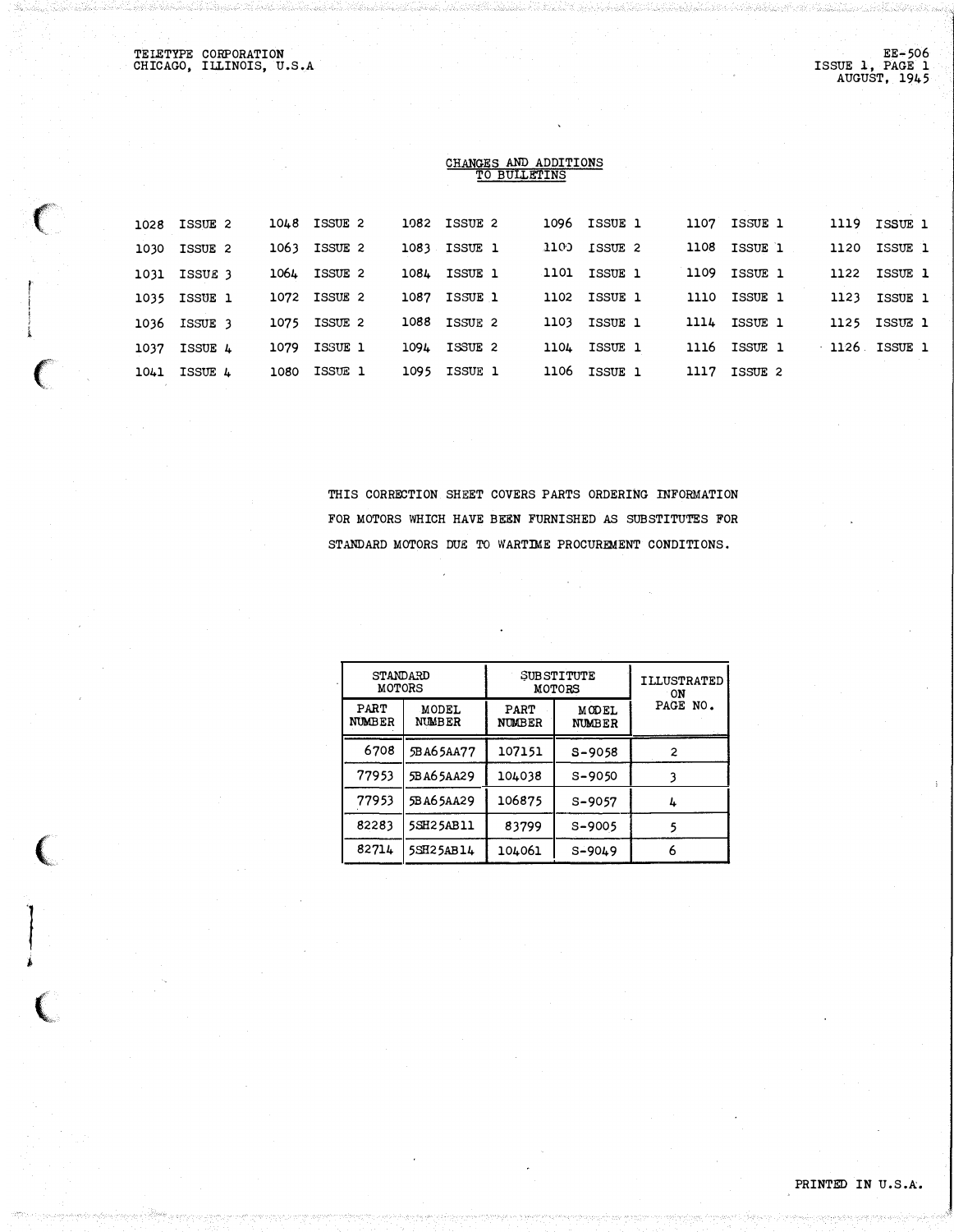TELETYPE CORPORATION
CHICAGO, ILLINOIS, U.S.A

EE-506
ISSUE 1, PAGE 1
AUGUST, 1945

## CHANGES AND ADDITIONS TO BULLETINS

| | | | | | |
|---|---|---|---|---|---|
| 1028 ISSUE 2 | 1048 ISSUE 2 | 1082 ISSUE 2 | 1096 ISSUE 1 | 1107 ISSUE 1 | 1119 ISSUE 1 |
| 1030 ISSUE 2 | 1063 ISSUE 2 | 1083 ISSUE 1 | 1100 ISSUE 2 | 1108 ISSUE 1 | 1120 ISSUE 1 |
| 1031 ISSUE 3 | 1064 ISSUE 2 | 1084 ISSUE 1 | 1101 ISSUE 1 | 1109 ISSUE 1 | 1122 ISSUE 1 |
| 1035 ISSUE 1 | 1072 ISSUE 2 | 1087 ISSUE 1 | 1102 ISSUE 1 | 1110 ISSUE 1 | 1123 ISSUE 1 |
| 1036 ISSUE 3 | 1075 ISSUE 2 | 1088 ISSUE 2 | 1103 ISSUE 1 | 1114 ISSUE 1 | 1125 ISSUE 1 |
| 1037 ISSUE 4 | 1079 ISSUE 1 | 1094 ISSUE 2 | 1104 ISSUE 1 | 1116 ISSUE 1 | 1126 ISSUE 1 |
| 1041 ISSUE 4 | 1080 ISSUE 1 | 1095 ISSUE 1 | 1106 ISSUE 1 | 1117 ISSUE 2 | |

THIS CORRECTION SHEET COVERS PARTS ORDERING INFORMATION FOR MOTORS WHICH HAVE BEEN FURNISHED AS SUBSTITUTES FOR STANDARD MOTORS DUE TO WARTIME PROCUREMENT CONDITIONS.

| STANDARD MOTORS | | SUBSTITUTE MOTORS | | ILLUSTRATED ON PAGE NO. |
|---|---|---|---|---|
| PART NUMBER | MODEL NUMBER | PART NUMBER | MODEL NUMBER | |
| 6708 | 5BA65AA77 | 107151 | S-9058 | 2 |
| 77953 | 5BA65AA29 | 104038 | S-9050 | 3 |
| 77953 | 5BA65AA29 | 106875 | S-9057 | 4 |
| 82283 | 5SH25AB11 | 83799 | S-9005 | 5 |
| 82714 | 5SH25AB14 | 104061 | S-9049 | 6 |

PRINTED IN U.S.A.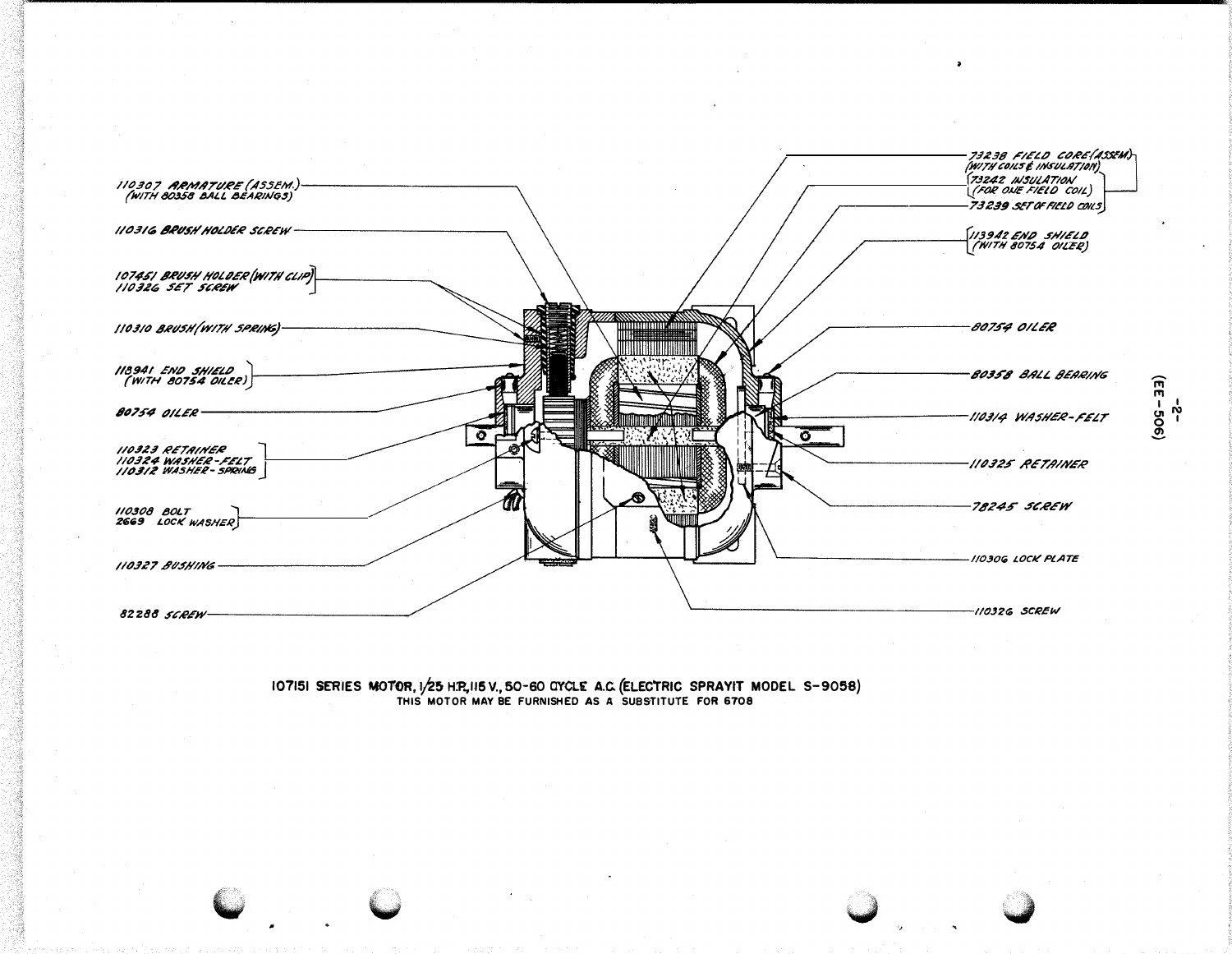110307 ARMATURE (ASSEM.)
(WITH 80358 BALL BEARINGS)

110316 BRUSH HOLDER SCREW

107451 BRUSH HOLDER (WITH CLIP)
110326 SET SCREW

110310 BRUSH (WITH SPRING)

113941 END SHIELD
(WITH 80754 OILER)

80754 OILER

110323 RETAINER
110324 WASHER-FELT
110312 WASHER-SPRING

110308 BOLT
2669 LOCK WASHER

110327 BUSHING

82288 SCREW

73238 FIELD CORE (ASSEM.)
(WITH COILS & INSULATION)
73242 INSULATION
(FOR ONE FIELD COIL)
73239 SET OF FIELD COILS

113942 END SHIELD
(WITH 80754 OILER)

80754 OILER

80358 BALL BEARING

110314 WASHER-FELT

110325 RETAINER

78245 SCREW

110306 LOCK PLATE

110326 SCREW

107151 SERIES MOTOR, 1/25 H.P., 115 V., 50-60 CYCLE A.C. (ELECTRIC SPRAYIT MODEL S-9058)

THIS MOTOR MAY BE FURNISHED AS A SUBSTITUTE FOR 6708

(EE-506)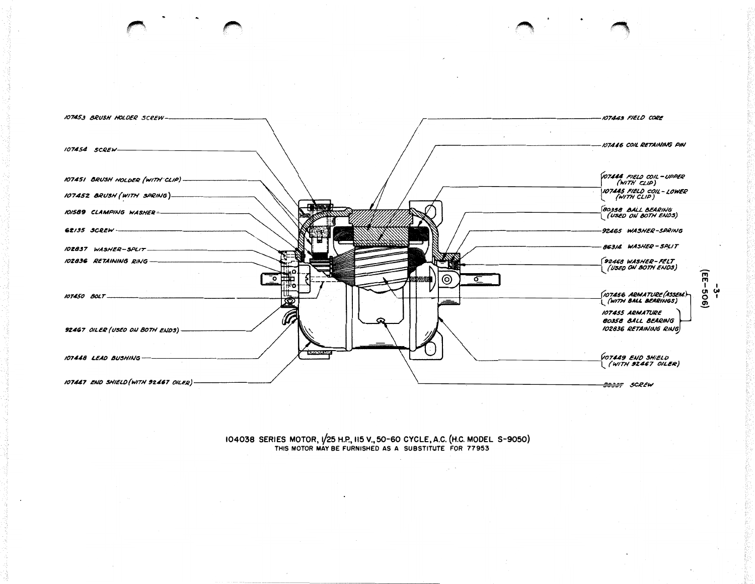107453 BRUSH HOLDER SCREW

107454 SCREW

107451 BRUSH HOLDER (WITH CLIP)

107452 BRUSH (WITH SPRING)

101589 CLAMPING WASHER

62135 SCREW

102837 WASHER-SPLIT

102836 RETAINING RING

107450 BOLT

92467 OILER (USED ON BOTH ENDS)

107448 LEAD BUSHING

107447 END SHIELD (WITH 92467 OILER)

107443 FIELD CORE

107446 COIL RETAINING PIN

107444 FIELD COIL-UPPER (WITH CLIP)
107445 FIELD COIL-LOWER (WITH CLIP)

80358 BALL BEARING (USED ON BOTH ENDS)

92465 WASHER-SPRING

86314 WASHER-SPLIT

92468 WASHER-FELT (USED ON BOTH ENDS)

107456 ARMATURE (ASSEM.) (WITH BALL BEARINGS)
- 107455 ARMATURE
- 80358 BALL BEARING
- 102836 RETAINING RING

107449 END SHIELD (WITH 92467 OILER)

80357 SCREW

104038 SERIES MOTOR, 1/25 H.P., 115 V., 50-60 CYCLE, A.C. (H.C. MODEL S-9050)

THIS MOTOR MAY BE FURNISHED AS A SUBSTITUTE FOR 77953

(EE-506)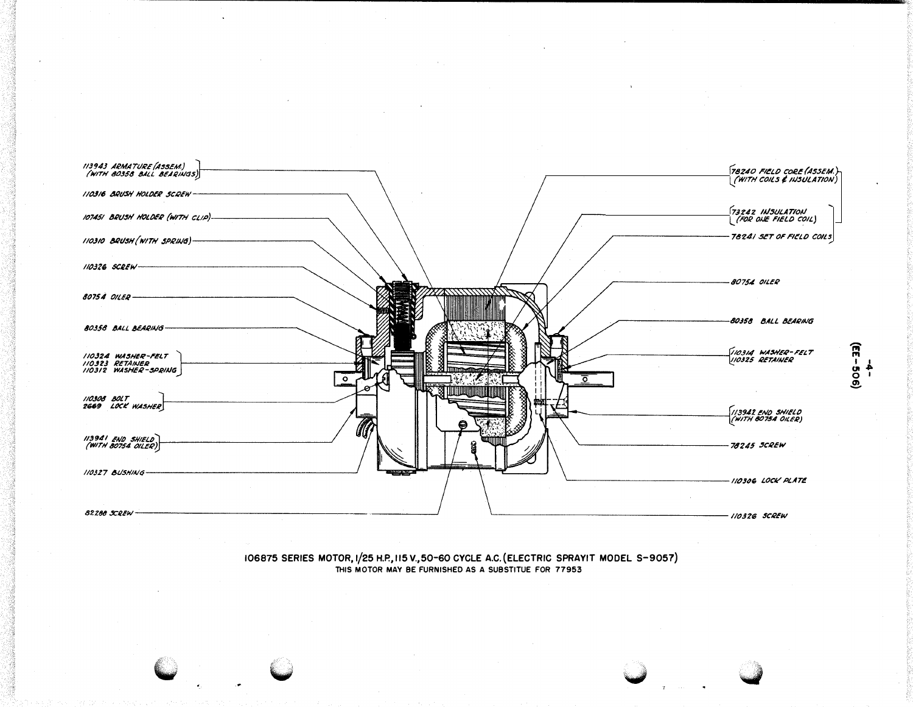113943 ARMATURE (ASSEM.) (WITH 80358 BALL BEARINGS)

110316 BRUSH HOLDER SCREW

107451 BRUSH HOLDER (WITH CLIP)

110310 BRUSH (WITH SPRING)

110326 SCREW

80754 OILER

80358 BALL BEARING

110324 WASHER-FELT
110323 RETAINER
110312 WASHER-SPRING

110308 BOLT
2669 LOCK WASHER

113941 END SHIELD (WITH 80754 OILER)

110327 BUSHING

82288 SCREW

78240 FIELD CORE (ASSEM.) (WITH COILS & INSULATION)

73242 INSULATION (FOR ONE FIELD COIL)

78241 SET OF FIELD COILS

80754 OILER

80358 BALL BEARING

110314 WASHER-FELT
110325 RETAINER

113942 END SHIELD (WITH 80754 OILER)

78245 SCREW

110306 LOCK PLATE

110326 SCREW

106875 SERIES MOTOR, 1/25 H.P., 115 V., 50-60 CYCLE A.C. (ELECTRIC SPRAYIT MODEL S-9057)

THIS MOTOR MAY BE FURNISHED AS A SUBSTITUE FOR 77953

(EE-506)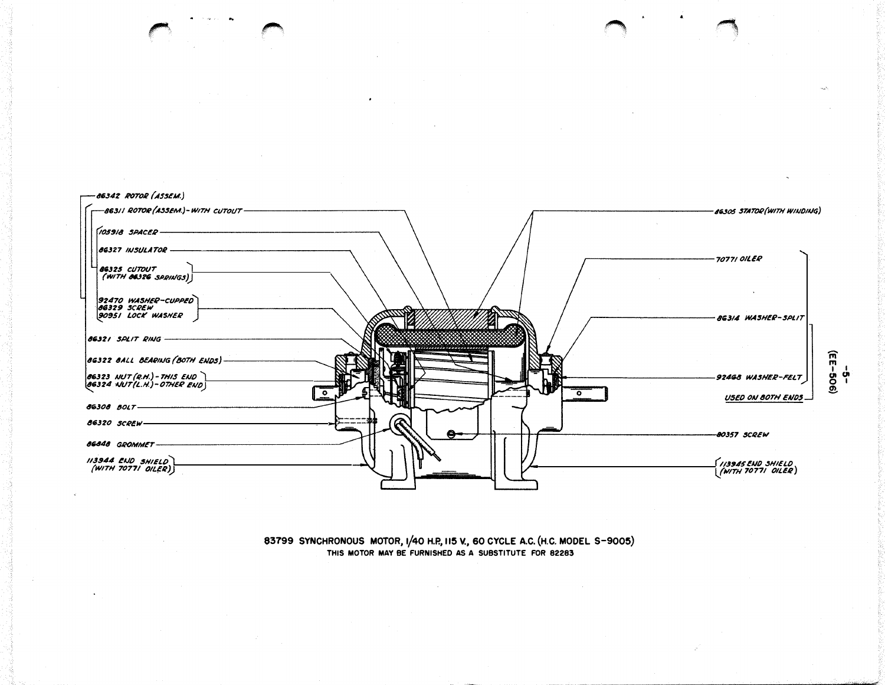86342 ROTOR (ASSEM.)

86311 ROTOR (ASSEM.) - WITH CUTOUT

105918 SPACER

86327 INSULATOR

86325 CUTOUT (WITH 86326 SPRINGS)

92470 WASHER-CUPPED
86329 SCREW
90951 LOCK WASHER

86321 SPLIT RING

86322 BALL BEARING (BOTH ENDS)

86323 NUT (R.H.) - THIS END
86324 NUT (L.H.) - OTHER END

86308 BOLT

86320 SCREW

86848 GROMMET

113944 END SHIELD (WITH 70771 OILER)

86305 STATOR (WITH WINDING)

70771 OILER

86314 WASHER-SPLIT

92468 WASHER-FELT

USED ON BOTH ENDS

80357 SCREW

113945 END SHIELD (WITH 70771 OILER)

**83799 SYNCHRONOUS MOTOR, 1/40 H.P., 115 V., 60 CYCLE A.C. (H.C. MODEL S-9005)**

THIS MOTOR MAY BE FURNISHED AS A SUBSTITUTE FOR 82283

(EE-506)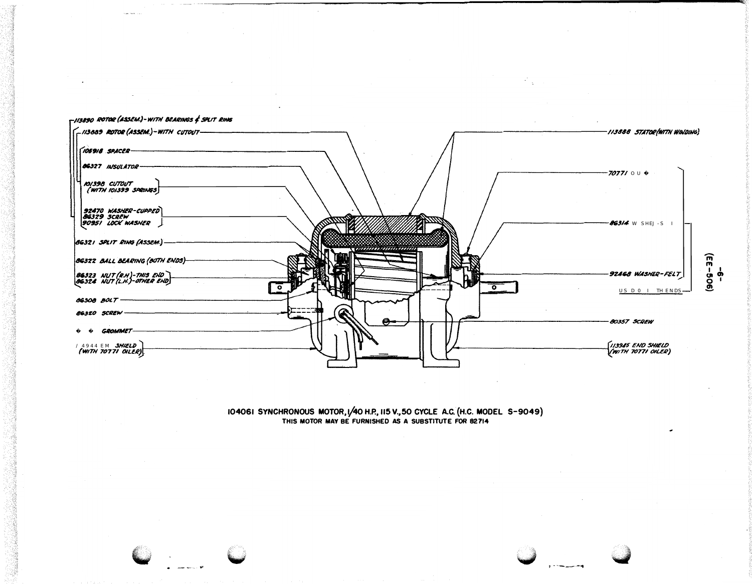113890 ROTOR (ASSEM.)-WITH BEARINGS & SPLIT RING

113889 ROTOR (ASSEM.)-WITH CUTOUT

105918 SPACER

86327 INSULATOR

101398 CUTOUT (WITH 101399 SPRINGS)

92470 WASHER-CUPPED
86329 SCREW
90951 LOCK WASHER

86321 SPLIT RING (ASSEM.)

86322 BALL BEARING (BOTH ENDS)

86323 NUT (R.H.)-THIS END
86324 NUT (L.H.)-OTHER END

86308 BOLT

86320 SCREW

GROMMET

/4944 EM SHIELD (WITH 70771 OILER)

113888 STATOR (WITH WINDING)

70771 OU

86314 W SHEJ-S I

92468 WASHER-FELT

US D O I TH ENDS

80357 SCREW

113945 END SHIELD (WITH 70771 OILER)

(EE-506)

**104061 SYNCHRONOUS MOTOR, 1/40 H.P., 115 V., 50 CYCLE A.C. (H.C. MODEL S-9049)**

THIS MOTOR MAY BE FURNISHED AS A SUBSTITUTE FOR 82714